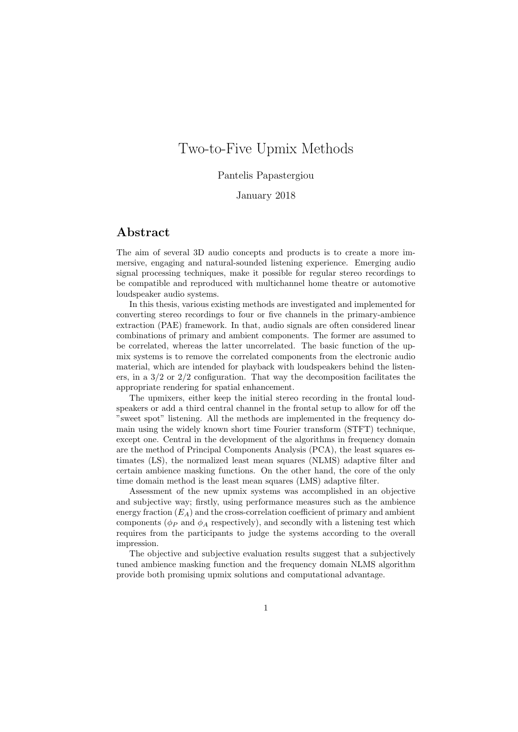# Two-to-Five Upmix Methods

Pantelis Papastergiou

January 2018

## Abstract

The aim of several 3D audio concepts and products is to create a more immersive, engaging and natural-sounded listening experience. Emerging audio signal processing techniques, make it possible for regular stereo recordings to be compatible and reproduced with multichannel home theatre or automotive loudspeaker audio systems.

In this thesis, various existing methods are investigated and implemented for converting stereo recordings to four or five channels in the primary-ambience extraction (PAE) framework. In that, audio signals are often considered linear combinations of primary and ambient components. The former are assumed to be correlated, whereas the latter uncorrelated. The basic function of the upmix systems is to remove the correlated components from the electronic audio material, which are intended for playback with loudspeakers behind the listeners, in a 3/2 or 2/2 configuration. That way the decomposition facilitates the appropriate rendering for spatial enhancement.

The upmixers, either keep the initial stereo recording in the frontal loudspeakers or add a third central channel in the frontal setup to allow for off the "sweet spot" listening. All the methods are implemented in the frequency domain using the widely known short time Fourier transform (STFT) technique, except one. Central in the development of the algorithms in frequency domain are the method of Principal Components Analysis (PCA), the least squares estimates (LS), the normalized least mean squares (NLMS) adaptive filter and certain ambience masking functions. On the other hand, the core of the only time domain method is the least mean squares (LMS) adaptive filter.

Assessment of the new upmix systems was accomplished in an objective and subjective way; firstly, using performance measures such as the ambience energy fraction ($E_A$) and the cross-correlation coefficient of primary and ambient components ($\phi_P$ and $\phi_A$ respectively), and secondly with a listening test which requires from the participants to judge the systems according to the overall impression.

The objective and subjective evaluation results suggest that a subjectively tuned ambience masking function and the frequency domain NLMS algorithm provide both promising upmix solutions and computational advantage.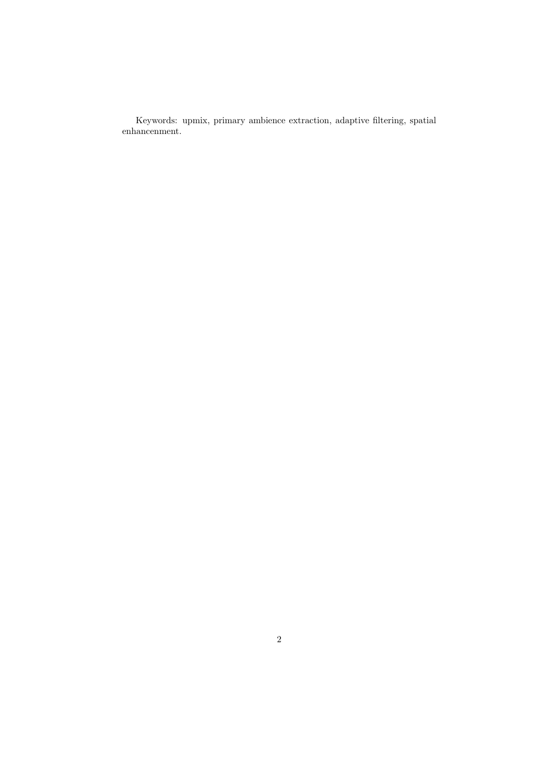Keywords: upmix, primary ambience extraction, adaptive filtering, spatial enhancement.